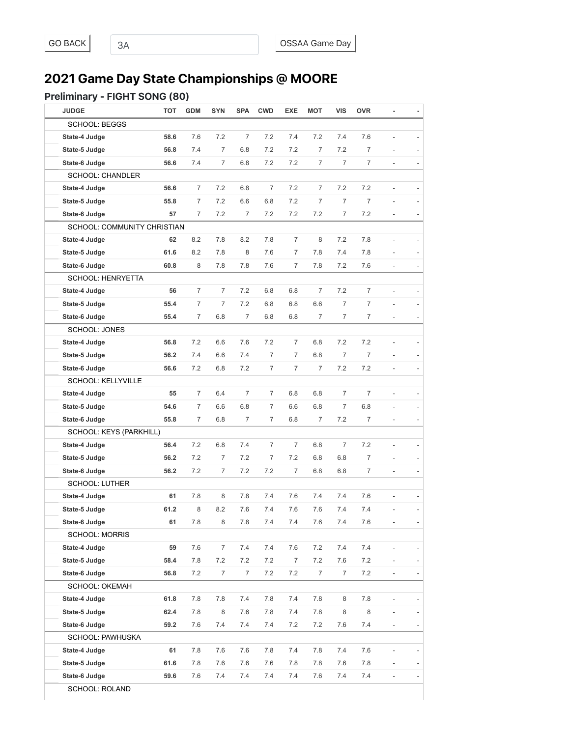GO BACK | 3A | OSSAA Game Day

## 2021 Game Day State Championships @ MOORE

### Preliminary - FIGHT SONG (80)

| JUDGE | TOT | GDM | SYN | SPA | CWD | EXE | MOT | VIS | OVR | - | - |
|---|---|---|---|---|---|---|---|---|---|---|---|
| SCHOOL: BEGGS | | | | | | | | | | | |
| **State-4 Judge** | **58.6** | 7.6 | 7.2 | 7 | 7.2 | 7.4 | 7.2 | 7.4 | 7.6 | - | - |
| **State-5 Judge** | **56.8** | 7.4 | 7 | 6.8 | 7.2 | 7.2 | 7 | 7.2 | 7 | - | - |
| **State-6 Judge** | **56.6** | 7.4 | 7 | 6.8 | 7.2 | 7.2 | 7 | 7 | 7 | - | - |
| SCHOOL: CHANDLER | | | | | | | | | | | |
| **State-4 Judge** | **56.6** | 7 | 7.2 | 6.8 | 7 | 7.2 | 7 | 7.2 | 7.2 | - | - |
| **State-5 Judge** | **55.8** | 7 | 7.2 | 6.6 | 6.8 | 7.2 | 7 | 7 | 7 | - | - |
| **State-6 Judge** | **57** | 7 | 7.2 | 7 | 7.2 | 7.2 | 7.2 | 7 | 7.2 | - | - |
| SCHOOL: COMMUNITY CHRISTIAN | | | | | | | | | | | |
| **State-4 Judge** | **62** | 8.2 | 7.8 | 8.2 | 7.8 | 7 | 8 | 7.2 | 7.8 | - | - |
| **State-5 Judge** | **61.6** | 8.2 | 7.8 | 8 | 7.6 | 7 | 7.8 | 7.4 | 7.8 | - | - |
| **State-6 Judge** | **60.8** | 8 | 7.8 | 7.8 | 7.6 | 7 | 7.8 | 7.2 | 7.6 | - | - |
| SCHOOL: HENRYETTA | | | | | | | | | | | |
| **State-4 Judge** | **56** | 7 | 7 | 7.2 | 6.8 | 6.8 | 7 | 7.2 | 7 | - | - |
| **State-5 Judge** | **55.4** | 7 | 7 | 7.2 | 6.8 | 6.8 | 6.6 | 7 | 7 | - | - |
| **State-6 Judge** | **55.4** | 7 | 6.8 | 7 | 6.8 | 6.8 | 7 | 7 | 7 | - | - |
| SCHOOL: JONES | | | | | | | | | | | |
| **State-4 Judge** | **56.8** | 7.2 | 6.6 | 7.6 | 7.2 | 7 | 6.8 | 7.2 | 7.2 | - | - |
| **State-5 Judge** | **56.2** | 7.4 | 6.6 | 7.4 | 7 | 7 | 6.8 | 7 | 7 | - | - |
| **State-6 Judge** | **56.6** | 7.2 | 6.8 | 7.2 | 7 | 7 | 7 | 7.2 | 7.2 | - | - |
| SCHOOL: KELLYVILLE | | | | | | | | | | | |
| **State-4 Judge** | **55** | 7 | 6.4 | 7 | 7 | 6.8 | 6.8 | 7 | 7 | - | - |
| **State-5 Judge** | **54.6** | 7 | 6.6 | 6.8 | 7 | 6.6 | 6.8 | 7 | 6.8 | - | - |
| **State-6 Judge** | **55.8** | 7 | 6.8 | 7 | 7 | 6.8 | 7 | 7.2 | 7 | - | - |
| SCHOOL: KEYS (PARKHILL) | | | | | | | | | | | |
| **State-4 Judge** | **56.4** | 7.2 | 6.8 | 7.4 | 7 | 7 | 6.8 | 7 | 7.2 | - | - |
| **State-5 Judge** | **56.2** | 7.2 | 7 | 7.2 | 7 | 7.2 | 6.8 | 6.8 | 7 | - | - |
| **State-6 Judge** | **56.2** | 7.2 | 7 | 7.2 | 7.2 | 7 | 6.8 | 6.8 | 7 | - | - |
| SCHOOL: LUTHER | | | | | | | | | | | |
| **State-4 Judge** | **61** | 7.8 | 8 | 7.8 | 7.4 | 7.6 | 7.4 | 7.4 | 7.6 | - | - |
| **State-5 Judge** | **61.2** | 8 | 8.2 | 7.6 | 7.4 | 7.6 | 7.6 | 7.4 | 7.4 | - | - |
| **State-6 Judge** | **61** | 7.8 | 8 | 7.8 | 7.4 | 7.4 | 7.6 | 7.4 | 7.6 | - | - |
| SCHOOL: MORRIS | | | | | | | | | | | |
| **State-4 Judge** | **59** | 7.6 | 7 | 7.4 | 7.4 | 7.6 | 7.2 | 7.4 | 7.4 | - | - |
| **State-5 Judge** | **58.4** | 7.8 | 7.2 | 7.2 | 7.2 | 7 | 7.2 | 7.6 | 7.2 | - | - |
| **State-6 Judge** | **56.8** | 7.2 | 7 | 7 | 7.2 | 7.2 | 7 | 7 | 7.2 | - | - |
| SCHOOL: OKEMAH | | | | | | | | | | | |
| **State-4 Judge** | **61.8** | 7.8 | 7.8 | 7.4 | 7.8 | 7.4 | 7.8 | 8 | 7.8 | - | - |
| **State-5 Judge** | **62.4** | 7.8 | 8 | 7.6 | 7.8 | 7.4 | 7.8 | 8 | 8 | - | - |
| **State-6 Judge** | **59.2** | 7.6 | 7.4 | 7.4 | 7.4 | 7.2 | 7.2 | 7.6 | 7.4 | - | - |
| SCHOOL: PAWHUSKA | | | | | | | | | | | |
| **State-4 Judge** | **61** | 7.8 | 7.6 | 7.6 | 7.8 | 7.4 | 7.8 | 7.4 | 7.6 | - | - |
| **State-5 Judge** | **61.6** | 7.8 | 7.6 | 7.6 | 7.6 | 7.8 | 7.8 | 7.6 | 7.8 | - | - |
| **State-6 Judge** | **59.6** | 7.6 | 7.4 | 7.4 | 7.4 | 7.4 | 7.6 | 7.4 | 7.4 | - | - |
| SCHOOL: ROLAND | | | | | | | | | | | |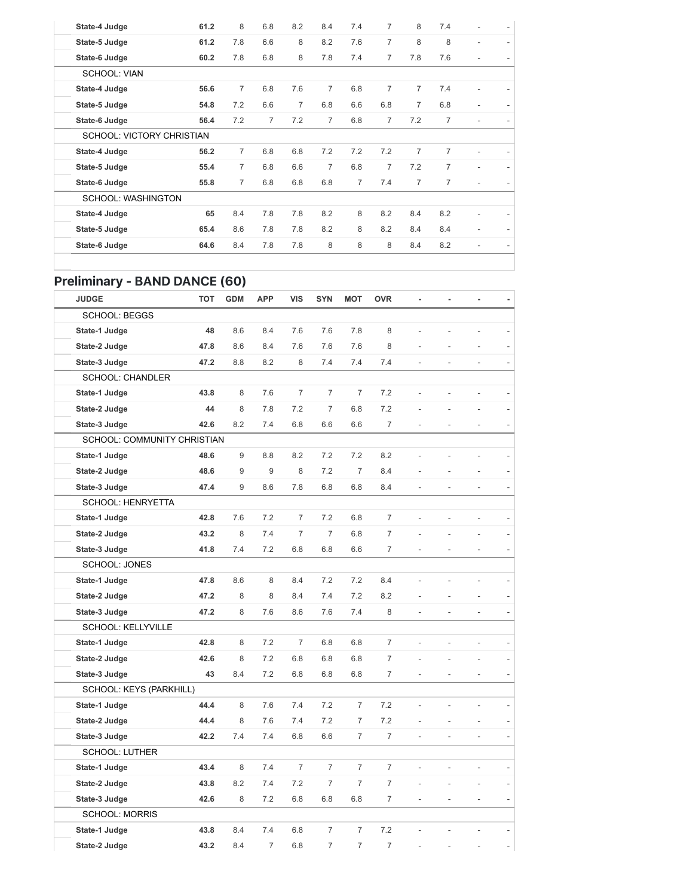| | | | | | | | | | | | | |
|---|---|---|---|---|---|---|---|---|---|---|---|---|
| State-4 Judge | 61.2 | 8 | 6.8 | 8.2 | 8.4 | 7.4 | 7 | 8 | 7.4 | - | - |
| State-5 Judge | 61.2 | 7.8 | 6.6 | 8 | 8.2 | 7.6 | 7 | 8 | 8 | - | - |
| State-6 Judge | 60.2 | 7.8 | 6.8 | 8 | 7.8 | 7.4 | 7 | 7.8 | 7.6 | - | - |
| SCHOOL: VIAN | | | | | | | | | | | |
| State-4 Judge | 56.6 | 7 | 6.8 | 7.6 | 7 | 6.8 | 7 | 7 | 7.4 | - | - |
| State-5 Judge | 54.8 | 7.2 | 6.6 | 7 | 6.8 | 6.6 | 6.8 | 7 | 6.8 | - | - |
| State-6 Judge | 56.4 | 7.2 | 7 | 7.2 | 7 | 6.8 | 7 | 7.2 | 7 | - | - |
| SCHOOL: VICTORY CHRISTIAN | | | | | | | | | | | |
| State-4 Judge | 56.2 | 7 | 6.8 | 6.8 | 7.2 | 7.2 | 7.2 | 7 | 7 | - | - |
| State-5 Judge | 55.4 | 7 | 6.8 | 6.6 | 7 | 6.8 | 7 | 7.2 | 7 | - | - |
| State-6 Judge | 55.8 | 7 | 6.8 | 6.8 | 6.8 | 7 | 7.4 | 7 | 7 | - | - |
| SCHOOL: WASHINGTON | | | | | | | | | | | |
| State-4 Judge | 65 | 8.4 | 7.8 | 7.8 | 8.2 | 8 | 8.2 | 8.4 | 8.2 | - | - |
| State-5 Judge | 65.4 | 8.6 | 7.8 | 7.8 | 8.2 | 8 | 8.2 | 8.4 | 8.4 | - | - |
| State-6 Judge | 64.6 | 8.4 | 7.8 | 7.8 | 8 | 8 | 8 | 8.4 | 8.2 | - | - |

## Preliminary - BAND DANCE (60)

| JUDGE | TOT | GDM | APP | VIS | SYN | MOT | OVR | - | - | - | - |
|---|---|---|---|---|---|---|---|---|---|---|---|
| SCHOOL: BEGGS | | | | | | | | | | | |
| State-1 Judge | 48 | 8.6 | 8.4 | 7.6 | 7.6 | 7.8 | 8 | - | - | - | - |
| State-2 Judge | 47.8 | 8.6 | 8.4 | 7.6 | 7.6 | 7.6 | 8 | - | - | - | - |
| State-3 Judge | 47.2 | 8.8 | 8.2 | 8 | 7.4 | 7.4 | 7.4 | - | - | - | - |
| SCHOOL: CHANDLER | | | | | | | | | | | |
| State-1 Judge | 43.8 | 8 | 7.6 | 7 | 7 | 7 | 7.2 | - | - | - | - |
| State-2 Judge | 44 | 8 | 7.8 | 7.2 | 7 | 6.8 | 7.2 | - | - | - | - |
| State-3 Judge | 42.6 | 8.2 | 7.4 | 6.8 | 6.6 | 6.6 | 7 | - | - | - | - |
| SCHOOL: COMMUNITY CHRISTIAN | | | | | | | | | | | |
| State-1 Judge | 48.6 | 9 | 8.8 | 8.2 | 7.2 | 7.2 | 8.2 | - | - | - | - |
| State-2 Judge | 48.6 | 9 | 9 | 8 | 7.2 | 7 | 8.4 | - | - | - | - |
| State-3 Judge | 47.4 | 9 | 8.6 | 7.8 | 6.8 | 6.8 | 8.4 | - | - | - | - |
| SCHOOL: HENRYETTA | | | | | | | | | | | |
| State-1 Judge | 42.8 | 7.6 | 7.2 | 7 | 7.2 | 6.8 | 7 | - | - | - | - |
| State-2 Judge | 43.2 | 8 | 7.4 | 7 | 7 | 6.8 | 7 | - | - | - | - |
| State-3 Judge | 41.8 | 7.4 | 7.2 | 6.8 | 6.8 | 6.6 | 7 | - | - | - | - |
| SCHOOL: JONES | | | | | | | | | | | |
| State-1 Judge | 47.8 | 8.6 | 8 | 8.4 | 7.2 | 7.2 | 8.4 | - | - | - | - |
| State-2 Judge | 47.2 | 8 | 8 | 8.4 | 7.4 | 7.2 | 8.2 | - | - | - | - |
| State-3 Judge | 47.2 | 8 | 7.6 | 8.6 | 7.6 | 7.4 | 8 | - | - | - | - |
| SCHOOL: KELLYVILLE | | | | | | | | | | | |
| State-1 Judge | 42.8 | 8 | 7.2 | 7 | 6.8 | 6.8 | 7 | - | - | - | - |
| State-2 Judge | 42.6 | 8 | 7.2 | 6.8 | 6.8 | 6.8 | 7 | - | - | - | - |
| State-3 Judge | 43 | 8.4 | 7.2 | 6.8 | 6.8 | 6.8 | 7 | - | - | - | - |
| SCHOOL: KEYS (PARKHILL) | | | | | | | | | | | |
| State-1 Judge | 44.4 | 8 | 7.6 | 7.4 | 7.2 | 7 | 7.2 | - | - | - | - |
| State-2 Judge | 44.4 | 8 | 7.6 | 7.4 | 7.2 | 7 | 7.2 | - | - | - | - |
| State-3 Judge | 42.2 | 7.4 | 7.4 | 6.8 | 6.6 | 7 | 7 | - | - | - | - |
| SCHOOL: LUTHER | | | | | | | | | | | |
| State-1 Judge | 43.4 | 8 | 7.4 | 7 | 7 | 7 | 7 | - | - | - | - |
| State-2 Judge | 43.8 | 8.2 | 7.4 | 7.2 | 7 | 7 | 7 | - | - | - | - |
| State-3 Judge | 42.6 | 8 | 7.2 | 6.8 | 6.8 | 6.8 | 7 | - | - | - | - |
| SCHOOL: MORRIS | | | | | | | | | | | |
| State-1 Judge | 43.8 | 8.4 | 7.4 | 6.8 | 7 | 7 | 7.2 | - | - | - | - |
| State-2 Judge | 43.2 | 8.4 | 7 | 6.8 | 7 | 7 | 7 | - | - | - | - |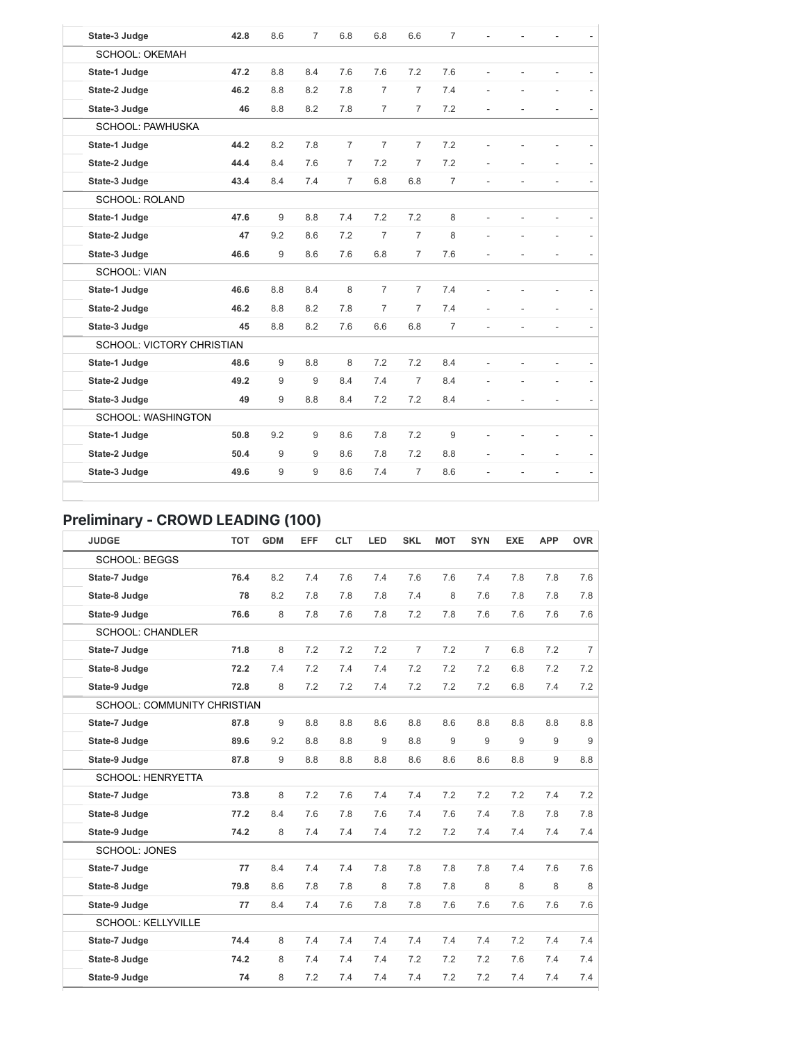| | | | | | | | | | | | | |
|---|---|---|---|---|---|---|---|---|---|---|---|---|
| **State-3 Judge** | **42.8** | 8.6 | 7 | 6.8 | 6.8 | 6.6 | 7 | - | - | - | - | - |
| SCHOOL: OKEMAH | | | | | | | | | | | | |
| **State-1 Judge** | **47.2** | 8.8 | 8.4 | 7.6 | 7.6 | 7.2 | 7.6 | - | - | - | - | - |
| **State-2 Judge** | **46.2** | 8.8 | 8.2 | 7.8 | 7 | 7 | 7.4 | - | - | - | - | - |
| **State-3 Judge** | **46** | 8.8 | 8.2 | 7.8 | 7 | 7 | 7.2 | - | - | - | - | - |
| SCHOOL: PAWHUSKA | | | | | | | | | | | | |
| **State-1 Judge** | **44.2** | 8.2 | 7.8 | 7 | 7 | 7 | 7.2 | - | - | - | - | - |
| **State-2 Judge** | **44.4** | 8.4 | 7.6 | 7 | 7.2 | 7 | 7.2 | - | - | - | - | - |
| **State-3 Judge** | **43.4** | 8.4 | 7.4 | 7 | 6.8 | 6.8 | 7 | - | - | - | - | - |
| SCHOOL: ROLAND | | | | | | | | | | | | |
| **State-1 Judge** | **47.6** | 9 | 8.8 | 7.4 | 7.2 | 7.2 | 8 | - | - | - | - | - |
| **State-2 Judge** | **47** | 9.2 | 8.6 | 7.2 | 7 | 7 | 8 | - | - | - | - | - |
| **State-3 Judge** | **46.6** | 9 | 8.6 | 7.6 | 6.8 | 7 | 7.6 | - | - | - | - | - |
| SCHOOL: VIAN | | | | | | | | | | | | |
| **State-1 Judge** | **46.6** | 8.8 | 8.4 | 8 | 7 | 7 | 7.4 | - | - | - | - | - |
| **State-2 Judge** | **46.2** | 8.8 | 8.2 | 7.8 | 7 | 7 | 7.4 | - | - | - | - | - |
| **State-3 Judge** | **45** | 8.8 | 8.2 | 7.6 | 6.6 | 6.8 | 7 | - | - | - | - | - |
| SCHOOL: VICTORY CHRISTIAN | | | | | | | | | | | | |
| **State-1 Judge** | **48.6** | 9 | 8.8 | 8 | 7.2 | 7.2 | 8.4 | - | - | - | - | - |
| **State-2 Judge** | **49.2** | 9 | 9 | 8.4 | 7.4 | 7 | 8.4 | - | - | - | - | - |
| **State-3 Judge** | **49** | 9 | 8.8 | 8.4 | 7.2 | 7.2 | 8.4 | - | - | - | - | - |
| SCHOOL: WASHINGTON | | | | | | | | | | | | |
| **State-1 Judge** | **50.8** | 9.2 | 9 | 8.6 | 7.8 | 7.2 | 9 | - | - | - | - | - |
| **State-2 Judge** | **50.4** | 9 | 9 | 8.6 | 7.8 | 7.2 | 8.8 | - | - | - | - | - |
| **State-3 Judge** | **49.6** | 9 | 9 | 8.6 | 7.4 | 7 | 8.6 | - | - | - | - | - |

## Preliminary - CROWD LEADING (100)

| JUDGE | TOT | GDM | EFF | CLT | LED | SKL | MOT | SYN | EXE | APP | OVR |
|---|---|---|---|---|---|---|---|---|---|---|---|
| SCHOOL: BEGGS | | | | | | | | | | | |
| **State-7 Judge** | **76.4** | 8.2 | 7.4 | 7.6 | 7.4 | 7.6 | 7.6 | 7.4 | 7.8 | 7.8 | 7.6 |
| **State-8 Judge** | **78** | 8.2 | 7.8 | 7.8 | 7.8 | 7.4 | 8 | 7.6 | 7.8 | 7.8 | 7.8 |
| **State-9 Judge** | **76.6** | 8 | 7.8 | 7.6 | 7.8 | 7.2 | 7.8 | 7.6 | 7.6 | 7.6 | 7.6 |
| SCHOOL: CHANDLER | | | | | | | | | | | |
| **State-7 Judge** | **71.8** | 8 | 7.2 | 7.2 | 7.2 | 7 | 7.2 | 7 | 6.8 | 7.2 | 7 |
| **State-8 Judge** | **72.2** | 7.4 | 7.2 | 7.4 | 7.4 | 7.2 | 7.2 | 7.2 | 6.8 | 7.2 | 7.2 |
| **State-9 Judge** | **72.8** | 8 | 7.2 | 7.2 | 7.4 | 7.2 | 7.2 | 7.2 | 6.8 | 7.4 | 7.2 |
| SCHOOL: COMMUNITY CHRISTIAN | | | | | | | | | | | |
| **State-7 Judge** | **87.8** | 9 | 8.8 | 8.8 | 8.6 | 8.8 | 8.6 | 8.8 | 8.8 | 8.8 | 8.8 |
| **State-8 Judge** | **89.6** | 9.2 | 8.8 | 8.8 | 9 | 8.8 | 9 | 9 | 9 | 9 | 9 |
| **State-9 Judge** | **87.8** | 9 | 8.8 | 8.8 | 8.8 | 8.6 | 8.6 | 8.6 | 8.8 | 9 | 8.8 |
| SCHOOL: HENRYETTA | | | | | | | | | | | |
| **State-7 Judge** | **73.8** | 8 | 7.2 | 7.6 | 7.4 | 7.4 | 7.2 | 7.2 | 7.2 | 7.4 | 7.2 |
| **State-8 Judge** | **77.2** | 8.4 | 7.6 | 7.8 | 7.6 | 7.4 | 7.6 | 7.4 | 7.8 | 7.8 | 7.8 |
| **State-9 Judge** | **74.2** | 8 | 7.4 | 7.4 | 7.4 | 7.2 | 7.2 | 7.4 | 7.4 | 7.4 | 7.4 |
| SCHOOL: JONES | | | | | | | | | | | |
| **State-7 Judge** | **77** | 8.4 | 7.4 | 7.4 | 7.8 | 7.8 | 7.8 | 7.8 | 7.4 | 7.6 | 7.6 |
| **State-8 Judge** | **79.8** | 8.6 | 7.8 | 7.8 | 8 | 7.8 | 7.8 | 8 | 8 | 8 | 8 |
| **State-9 Judge** | **77** | 8.4 | 7.4 | 7.6 | 7.8 | 7.8 | 7.6 | 7.6 | 7.6 | 7.6 | 7.6 |
| SCHOOL: KELLYVILLE | | | | | | | | | | | |
| **State-7 Judge** | **74.4** | 8 | 7.4 | 7.4 | 7.4 | 7.4 | 7.4 | 7.4 | 7.2 | 7.4 | 7.4 |
| **State-8 Judge** | **74.2** | 8 | 7.4 | 7.4 | 7.4 | 7.2 | 7.2 | 7.2 | 7.6 | 7.4 | 7.4 |
| **State-9 Judge** | **74** | 8 | 7.2 | 7.4 | 7.4 | 7.4 | 7.2 | 7.2 | 7.4 | 7.4 | 7.4 |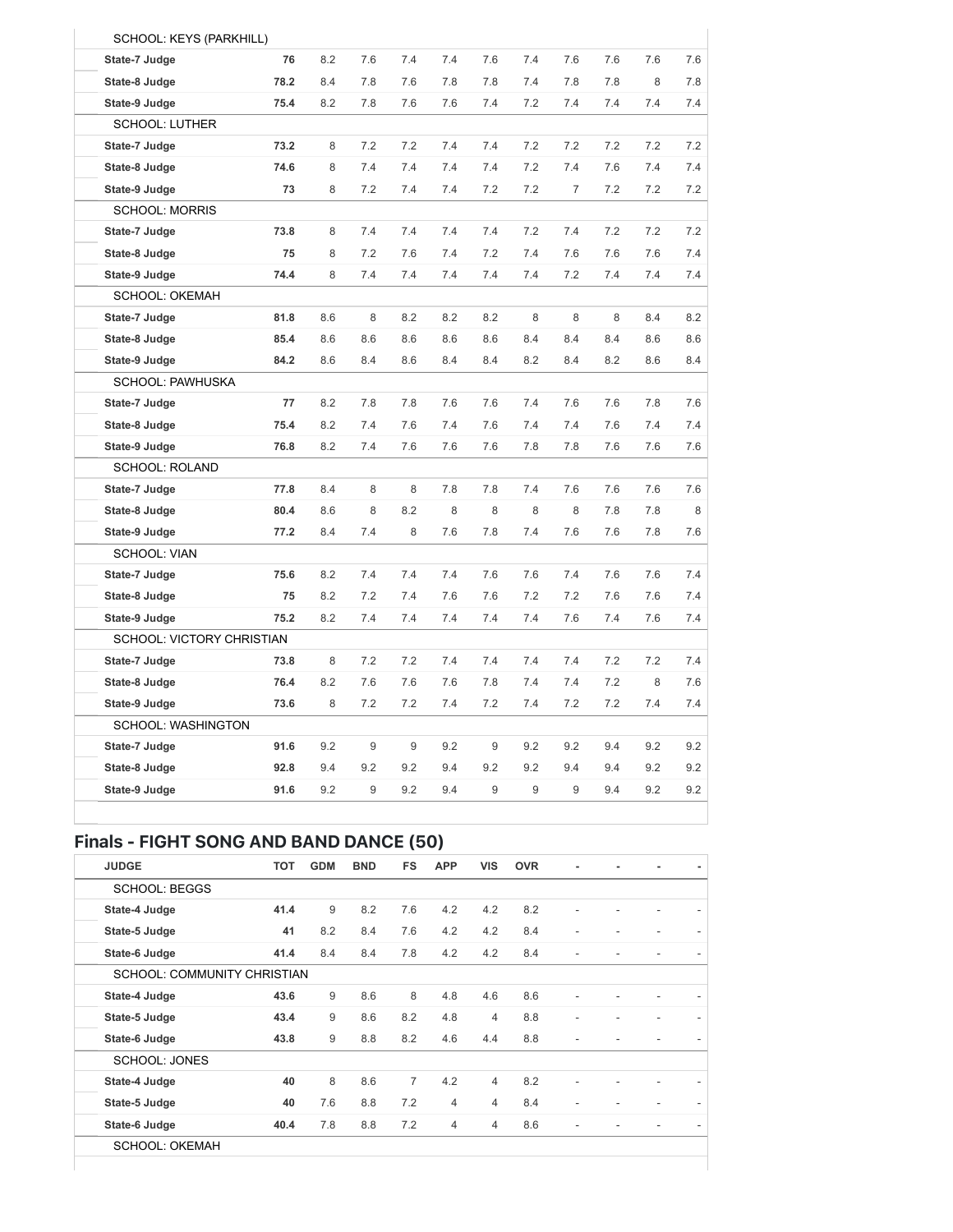| | | | | | | | | | | | |
|---|---|---|---|---|---|---|---|---|---|---|---|
| SCHOOL: KEYS (PARKHILL) | | | | | | | | | | | |
| State-7 Judge | 76 | 8.2 | 7.6 | 7.4 | 7.4 | 7.6 | 7.4 | 7.6 | 7.6 | 7.6 | 7.6 |
| State-8 Judge | 78.2 | 8.4 | 7.8 | 7.6 | 7.8 | 7.8 | 7.4 | 7.8 | 7.8 | 8 | 7.8 |
| State-9 Judge | 75.4 | 8.2 | 7.8 | 7.6 | 7.6 | 7.4 | 7.2 | 7.4 | 7.4 | 7.4 | 7.4 |
| SCHOOL: LUTHER | | | | | | | | | | | |
| State-7 Judge | 73.2 | 8 | 7.2 | 7.2 | 7.4 | 7.4 | 7.2 | 7.2 | 7.2 | 7.2 | 7.2 |
| State-8 Judge | 74.6 | 8 | 7.4 | 7.4 | 7.4 | 7.4 | 7.2 | 7.4 | 7.6 | 7.4 | 7.4 |
| State-9 Judge | 73 | 8 | 7.2 | 7.4 | 7.4 | 7.2 | 7.2 | 7 | 7.2 | 7.2 | 7.2 |
| SCHOOL: MORRIS | | | | | | | | | | | |
| State-7 Judge | 73.8 | 8 | 7.4 | 7.4 | 7.4 | 7.4 | 7.2 | 7.4 | 7.2 | 7.2 | 7.2 |
| State-8 Judge | 75 | 8 | 7.2 | 7.6 | 7.4 | 7.2 | 7.4 | 7.6 | 7.6 | 7.6 | 7.4 |
| State-9 Judge | 74.4 | 8 | 7.4 | 7.4 | 7.4 | 7.4 | 7.4 | 7.2 | 7.4 | 7.4 | 7.4 |
| SCHOOL: OKEMAH | | | | | | | | | | | |
| State-7 Judge | 81.8 | 8.6 | 8 | 8.2 | 8.2 | 8.2 | 8 | 8 | 8 | 8.4 | 8.2 |
| State-8 Judge | 85.4 | 8.6 | 8.6 | 8.6 | 8.6 | 8.6 | 8.4 | 8.4 | 8.4 | 8.6 | 8.6 |
| State-9 Judge | 84.2 | 8.6 | 8.4 | 8.6 | 8.4 | 8.4 | 8.2 | 8.4 | 8.2 | 8.6 | 8.4 |
| SCHOOL: PAWHUSKA | | | | | | | | | | | |
| State-7 Judge | 77 | 8.2 | 7.8 | 7.8 | 7.6 | 7.6 | 7.4 | 7.6 | 7.6 | 7.8 | 7.6 |
| State-8 Judge | 75.4 | 8.2 | 7.4 | 7.6 | 7.4 | 7.6 | 7.4 | 7.4 | 7.6 | 7.4 | 7.4 |
| State-9 Judge | 76.8 | 8.2 | 7.4 | 7.6 | 7.6 | 7.6 | 7.8 | 7.8 | 7.6 | 7.6 | 7.6 |
| SCHOOL: ROLAND | | | | | | | | | | | |
| State-7 Judge | 77.8 | 8.4 | 8 | 8 | 7.8 | 7.8 | 7.4 | 7.6 | 7.6 | 7.6 | 7.6 |
| State-8 Judge | 80.4 | 8.6 | 8 | 8.2 | 8 | 8 | 8 | 8 | 7.8 | 7.8 | 8 |
| State-9 Judge | 77.2 | 8.4 | 7.4 | 8 | 7.6 | 7.8 | 7.4 | 7.6 | 7.6 | 7.8 | 7.6 |
| SCHOOL: VIAN | | | | | | | | | | | |
| State-7 Judge | 75.6 | 8.2 | 7.4 | 7.4 | 7.4 | 7.6 | 7.6 | 7.4 | 7.6 | 7.6 | 7.4 |
| State-8 Judge | 75 | 8.2 | 7.2 | 7.4 | 7.6 | 7.6 | 7.2 | 7.2 | 7.6 | 7.6 | 7.4 |
| State-9 Judge | 75.2 | 8.2 | 7.4 | 7.4 | 7.4 | 7.4 | 7.4 | 7.6 | 7.4 | 7.6 | 7.4 |
| SCHOOL: VICTORY CHRISTIAN | | | | | | | | | | | |
| State-7 Judge | 73.8 | 8 | 7.2 | 7.2 | 7.4 | 7.4 | 7.4 | 7.4 | 7.2 | 7.2 | 7.4 |
| State-8 Judge | 76.4 | 8.2 | 7.6 | 7.6 | 7.6 | 7.8 | 7.4 | 7.4 | 7.2 | 8 | 7.6 |
| State-9 Judge | 73.6 | 8 | 7.2 | 7.2 | 7.4 | 7.2 | 7.4 | 7.2 | 7.2 | 7.4 | 7.4 |
| SCHOOL: WASHINGTON | | | | | | | | | | | |
| State-7 Judge | 91.6 | 9.2 | 9 | 9 | 9.2 | 9 | 9.2 | 9.2 | 9.4 | 9.2 | 9.2 |
| State-8 Judge | 92.8 | 9.4 | 9.2 | 9.2 | 9.4 | 9.2 | 9.2 | 9.4 | 9.4 | 9.2 | 9.2 |
| State-9 Judge | 91.6 | 9.2 | 9 | 9.2 | 9.4 | 9 | 9 | 9 | 9.4 | 9.2 | 9.2 |

## Finals - FIGHT SONG AND BAND DANCE (50)

| JUDGE | TOT | GDM | BND | FS | APP | VIS | OVR | - | - | - | - |
|---|---|---|---|---|---|---|---|---|---|---|---|
| SCHOOL: BEGGS | | | | | | | | | | | |
| State-4 Judge | 41.4 | 9 | 8.2 | 7.6 | 4.2 | 4.2 | 8.2 | - | - | - | - |
| State-5 Judge | 41 | 8.2 | 8.4 | 7.6 | 4.2 | 4.2 | 8.4 | - | - | - | - |
| State-6 Judge | 41.4 | 8.4 | 8.4 | 7.8 | 4.2 | 4.2 | 8.4 | - | - | - | - |
| SCHOOL: COMMUNITY CHRISTIAN | | | | | | | | | | | |
| State-4 Judge | 43.6 | 9 | 8.6 | 8 | 4.8 | 4.6 | 8.6 | - | - | - | - |
| State-5 Judge | 43.4 | 9 | 8.6 | 8.2 | 4.8 | 4 | 8.8 | - | - | - | - |
| State-6 Judge | 43.8 | 9 | 8.8 | 8.2 | 4.6 | 4.4 | 8.8 | - | - | - | - |
| SCHOOL: JONES | | | | | | | | | | | |
| State-4 Judge | 40 | 8 | 8.6 | 7 | 4.2 | 4 | 8.2 | - | - | - | - |
| State-5 Judge | 40 | 7.6 | 8.8 | 7.2 | 4 | 4 | 8.4 | - | - | - | - |
| State-6 Judge | 40.4 | 7.8 | 8.8 | 7.2 | 4 | 4 | 8.6 | - | - | - | - |
| SCHOOL: OKEMAH | | | | | | | | | | | |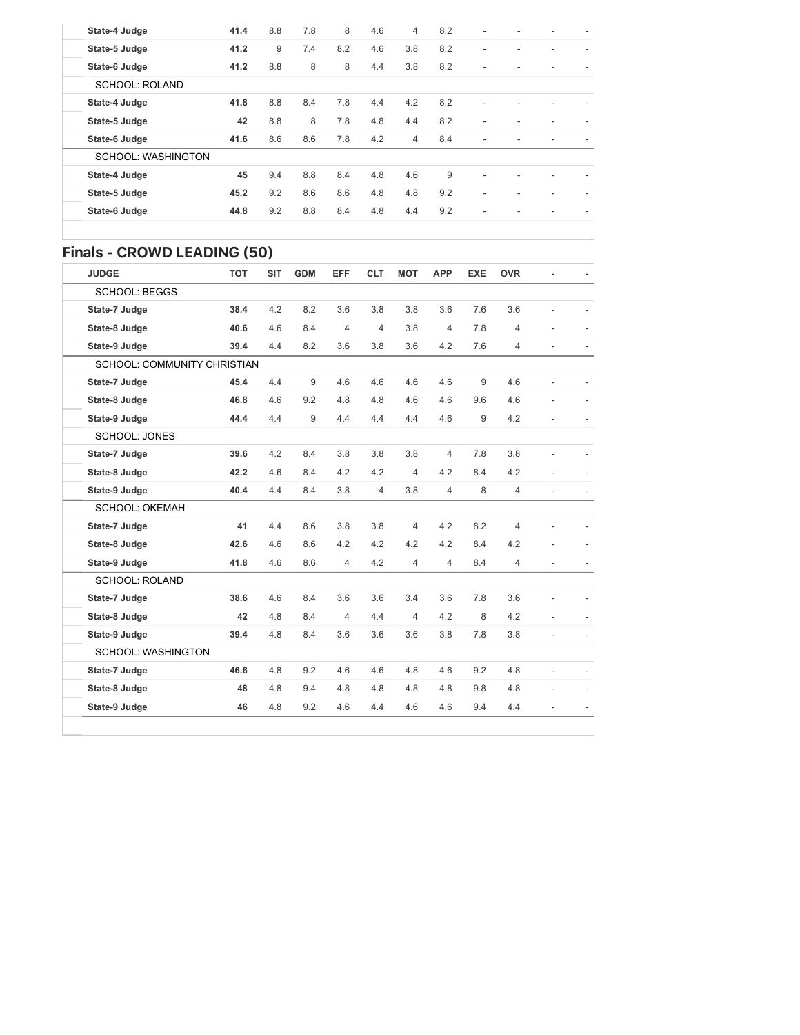| | | | | | | | | | | | |
|---|---|---|---|---|---|---|---|---|---|---|---|
| State-4 Judge | 41.4 | 8.8 | 7.8 | 8 | 4.6 | 4 | 8.2 | - | - | - | - |
| State-5 Judge | 41.2 | 9 | 7.4 | 8.2 | 4.6 | 3.8 | 8.2 | - | - | - | - |
| State-6 Judge | 41.2 | 8.8 | 8 | 8 | 4.4 | 3.8 | 8.2 | - | - | - | - |
| SCHOOL: ROLAND | | | | | | | | | | | |
| State-4 Judge | 41.8 | 8.8 | 8.4 | 7.8 | 4.4 | 4.2 | 8.2 | - | - | - | - |
| State-5 Judge | 42 | 8.8 | 8 | 7.8 | 4.8 | 4.4 | 8.2 | - | - | - | - |
| State-6 Judge | 41.6 | 8.6 | 8.6 | 7.8 | 4.2 | 4 | 8.4 | - | - | - | - |
| SCHOOL: WASHINGTON | | | | | | | | | | | |
| State-4 Judge | 45 | 9.4 | 8.8 | 8.4 | 4.8 | 4.6 | 9 | - | - | - | - |
| State-5 Judge | 45.2 | 9.2 | 8.6 | 8.6 | 4.8 | 4.8 | 9.2 | - | - | - | - |
| State-6 Judge | 44.8 | 9.2 | 8.8 | 8.4 | 4.8 | 4.4 | 9.2 | - | - | - | - |

## Finals - CROWD LEADING (50)

| JUDGE | TOT | SIT | GDM | EFF | CLT | MOT | APP | EXE | OVR | - | - |
|---|---|---|---|---|---|---|---|---|---|---|---|
| SCHOOL: BEGGS | | | | | | | | | | | |
| State-7 Judge | 38.4 | 4.2 | 8.2 | 3.6 | 3.8 | 3.8 | 3.6 | 7.6 | 3.6 | - | - |
| State-8 Judge | 40.6 | 4.6 | 8.4 | 4 | 4 | 3.8 | 4 | 7.8 | 4 | - | - |
| State-9 Judge | 39.4 | 4.4 | 8.2 | 3.6 | 3.8 | 3.6 | 4.2 | 7.6 | 4 | - | - |
| SCHOOL: COMMUNITY CHRISTIAN | | | | | | | | | | | |
| State-7 Judge | 45.4 | 4.4 | 9 | 4.6 | 4.6 | 4.6 | 4.6 | 9 | 4.6 | - | - |
| State-8 Judge | 46.8 | 4.6 | 9.2 | 4.8 | 4.8 | 4.6 | 4.6 | 9.6 | 4.6 | - | - |
| State-9 Judge | 44.4 | 4.4 | 9 | 4.4 | 4.4 | 4.4 | 4.6 | 9 | 4.2 | - | - |
| SCHOOL: JONES | | | | | | | | | | | |
| State-7 Judge | 39.6 | 4.2 | 8.4 | 3.8 | 3.8 | 3.8 | 4 | 7.8 | 3.8 | - | - |
| State-8 Judge | 42.2 | 4.6 | 8.4 | 4.2 | 4.2 | 4 | 4.2 | 8.4 | 4.2 | - | - |
| State-9 Judge | 40.4 | 4.4 | 8.4 | 3.8 | 4 | 3.8 | 4 | 8 | 4 | - | - |
| SCHOOL: OKEMAH | | | | | | | | | | | |
| State-7 Judge | 41 | 4.4 | 8.6 | 3.8 | 3.8 | 4 | 4.2 | 8.2 | 4 | - | - |
| State-8 Judge | 42.6 | 4.6 | 8.6 | 4.2 | 4.2 | 4.2 | 4.2 | 8.4 | 4.2 | - | - |
| State-9 Judge | 41.8 | 4.6 | 8.6 | 4 | 4.2 | 4 | 4 | 8.4 | 4 | - | - |
| SCHOOL: ROLAND | | | | | | | | | | | |
| State-7 Judge | 38.6 | 4.6 | 8.4 | 3.6 | 3.6 | 3.4 | 3.6 | 7.8 | 3.6 | - | - |
| State-8 Judge | 42 | 4.8 | 8.4 | 4 | 4.4 | 4 | 4.2 | 8 | 4.2 | - | - |
| State-9 Judge | 39.4 | 4.8 | 8.4 | 3.6 | 3.6 | 3.6 | 3.8 | 7.8 | 3.8 | - | - |
| SCHOOL: WASHINGTON | | | | | | | | | | | |
| State-7 Judge | 46.6 | 4.8 | 9.2 | 4.6 | 4.6 | 4.8 | 4.6 | 9.2 | 4.8 | - | - |
| State-8 Judge | 48 | 4.8 | 9.4 | 4.8 | 4.8 | 4.8 | 4.8 | 9.8 | 4.8 | - | - |
| State-9 Judge | 46 | 4.8 | 9.2 | 4.6 | 4.4 | 4.6 | 4.6 | 9.4 | 4.4 | - | - |